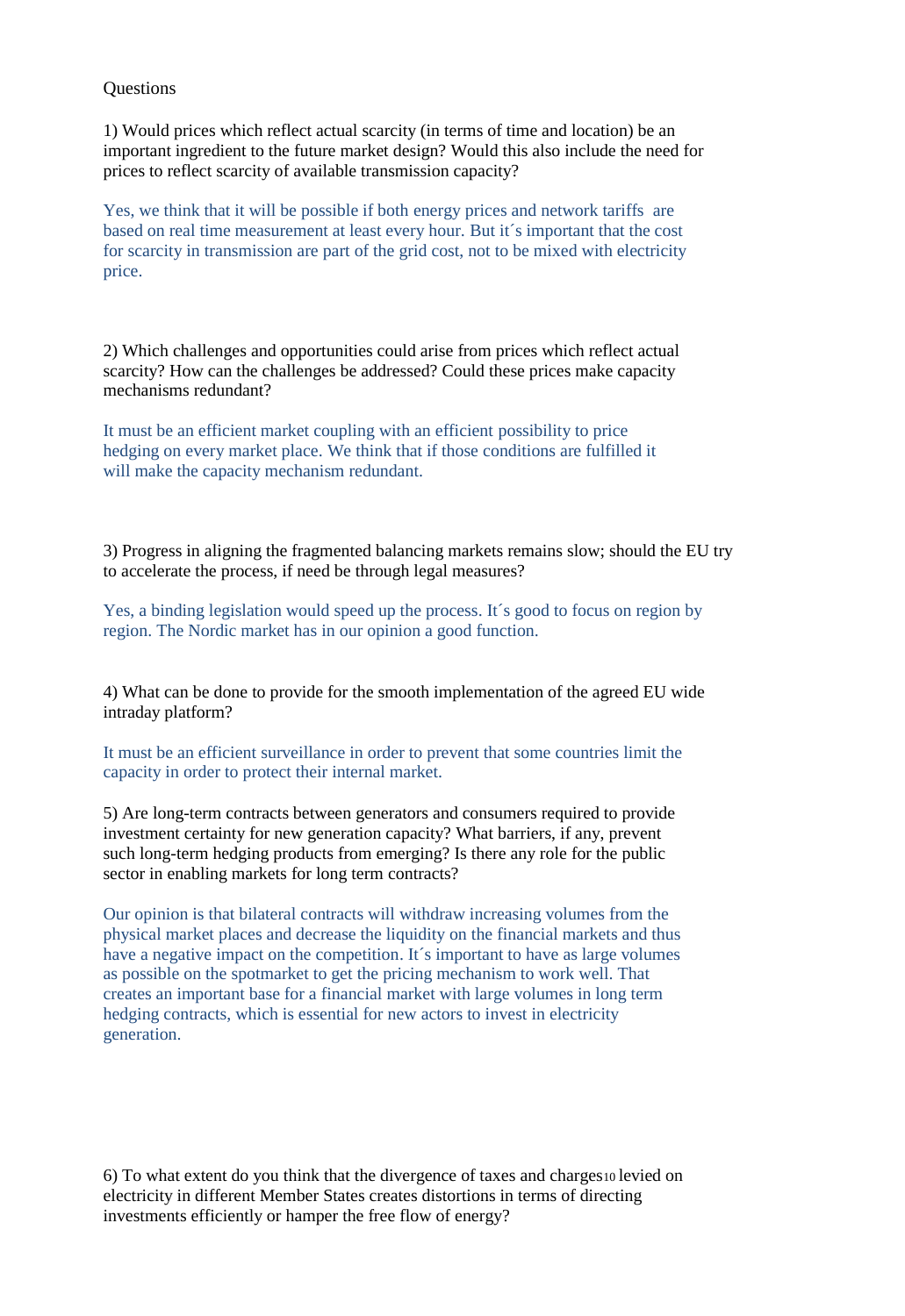Questions

1) Would prices which reflect actual scarcity (in terms of time and location) be an important ingredient to the future market design? Would this also include the need for prices to reflect scarcity of available transmission capacity?

Yes, we think that it will be possible if both energy prices and network tariffs are based on real time measurement at least every hour. But it´s important that the cost for scarcity in transmission are part of the grid cost, not to be mixed with electricity price.

2) Which challenges and opportunities could arise from prices which reflect actual scarcity? How can the challenges be addressed? Could these prices make capacity mechanisms redundant?

It must be an efficient market coupling with an efficient possibility to price hedging on every market place. We think that if those conditions are fulfilled it will make the capacity mechanism redundant.

3) Progress in aligning the fragmented balancing markets remains slow; should the EU try to accelerate the process, if need be through legal measures?

Yes, a binding legislation would speed up the process. It´s good to focus on region by region. The Nordic market has in our opinion a good function.

4) What can be done to provide for the smooth implementation of the agreed EU wide intraday platform?

It must be an efficient surveillance in order to prevent that some countries limit the capacity in order to protect their internal market.

5) Are long-term contracts between generators and consumers required to provide investment certainty for new generation capacity? What barriers, if any, prevent such long-term hedging products from emerging? Is there any role for the public sector in enabling markets for long term contracts?

Our opinion is that bilateral contracts will withdraw increasing volumes from the physical market places and decrease the liquidity on the financial markets and thus have a negative impact on the competition. It´s important to have as large volumes as possible on the spotmarket to get the pricing mechanism to work well. That creates an important base for a financial market with large volumes in long term hedging contracts, which is essential for new actors to invest in electricity generation.

6) To what extent do you think that the divergence of taxes and charges[10] levied on electricity in different Member States creates distortions in terms of directing investments efficiently or hamper the free flow of energy?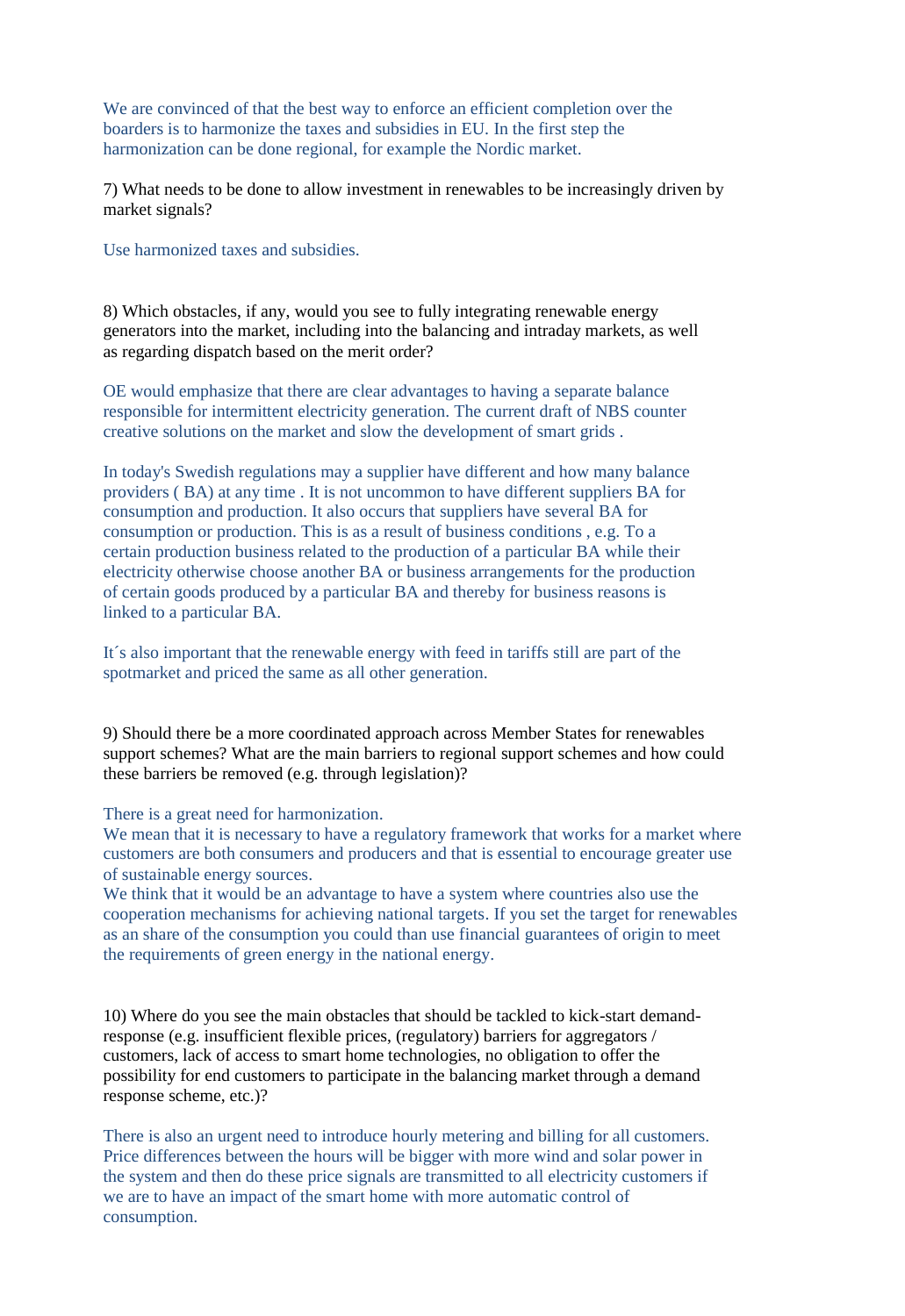We are convinced of that the best way to enforce an efficient completion over the boarders is to harmonize the taxes and subsidies in EU. In the first step the harmonization can be done regional, for example the Nordic market.

7) What needs to be done to allow investment in renewables to be increasingly driven by market signals?

Use harmonized taxes and subsidies.

8) Which obstacles, if any, would you see to fully integrating renewable energy generators into the market, including into the balancing and intraday markets, as well as regarding dispatch based on the merit order?

OE would emphasize that there are clear advantages to having a separate balance responsible for intermittent electricity generation. The current draft of NBS counter creative solutions on the market and slow the development of smart grids .

In today's Swedish regulations may a supplier have different and how many balance providers ( BA) at any time . It is not uncommon to have different suppliers BA for consumption and production. It also occurs that suppliers have several BA for consumption or production. This is as a result of business conditions , e.g. To a certain production business related to the production of a particular BA while their electricity otherwise choose another BA or business arrangements for the production of certain goods produced by a particular BA and thereby for business reasons is linked to a particular BA.

It´s also important that the renewable energy with feed in tariffs still are part of the spotmarket and priced the same as all other generation.

9) Should there be a more coordinated approach across Member States for renewables support schemes? What are the main barriers to regional support schemes and how could these barriers be removed (e.g. through legislation)?

There is a great need for harmonization.
We mean that it is necessary to have a regulatory framework that works for a market where customers are both consumers and producers and that is essential to encourage greater use of sustainable energy sources.
We think that it would be an advantage to have a system where countries also use the cooperation mechanisms for achieving national targets. If you set the target for renewables as an share of the consumption you could than use financial guarantees of origin to meet the requirements of green energy in the national energy.

10) Where do you see the main obstacles that should be tackled to kick-start demand-response (e.g. insufficient flexible prices, (regulatory) barriers for aggregators / customers, lack of access to smart home technologies, no obligation to offer the possibility for end customers to participate in the balancing market through a demand response scheme, etc.)?

There is also an urgent need to introduce hourly metering and billing for all customers. Price differences between the hours will be bigger with more wind and solar power in the system and then do these price signals are transmitted to all electricity customers if we are to have an impact of the smart home with more automatic control of consumption.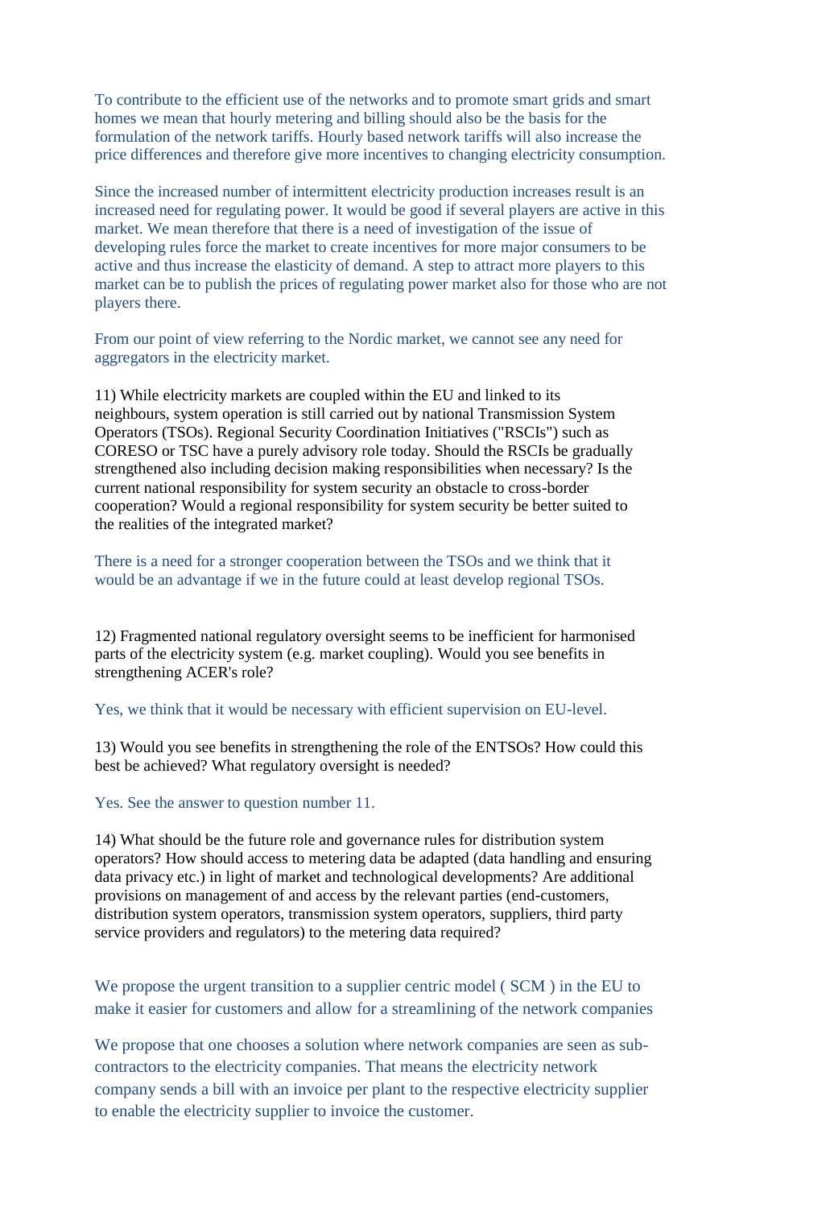To contribute to the efficient use of the networks and to promote smart grids and smart homes we mean that hourly metering and billing should also be the basis for the formulation of the network tariffs. Hourly based network tariffs will also increase the price differences and therefore give more incentives to changing electricity consumption.

Since the increased number of intermittent electricity production increases result is an increased need for regulating power. It would be good if several players are active in this market. We mean therefore that there is a need of investigation of the issue of developing rules force the market to create incentives for more major consumers to be active and thus increase the elasticity of demand. A step to attract more players to this market can be to publish the prices of regulating power market also for those who are not players there.

From our point of view referring to the Nordic market, we cannot see any need for aggregators in the electricity market.

11) While electricity markets are coupled within the EU and linked to its neighbours, system operation is still carried out by national Transmission System Operators (TSOs). Regional Security Coordination Initiatives ("RSCIs") such as CORESO or TSC have a purely advisory role today. Should the RSCIs be gradually strengthened also including decision making responsibilities when necessary? Is the current national responsibility for system security an obstacle to cross-border cooperation? Would a regional responsibility for system security be better suited to the realities of the integrated market?

There is a need for a stronger cooperation between the TSOs and we think that it would be an advantage if we in the future could at least develop regional TSOs.

12) Fragmented national regulatory oversight seems to be inefficient for harmonised parts of the electricity system (e.g. market coupling). Would you see benefits in strengthening ACER's role?

Yes, we think that it would be necessary with efficient supervision on EU-level.

13) Would you see benefits in strengthening the role of the ENTSOs? How could this best be achieved? What regulatory oversight is needed?

Yes. See the answer to question number 11.

14) What should be the future role and governance rules for distribution system operators? How should access to metering data be adapted (data handling and ensuring data privacy etc.) in light of market and technological developments? Are additional provisions on management of and access by the relevant parties (end-customers, distribution system operators, transmission system operators, suppliers, third party service providers and regulators) to the metering data required?

We propose the urgent transition to a supplier centric model ( SCM ) in the EU to make it easier for customers and allow for a streamlining of the network companies

We propose that one chooses a solution where network companies are seen as sub-contractors to the electricity companies. That means the electricity network company sends a bill with an invoice per plant to the respective electricity supplier to enable the electricity supplier to invoice the customer.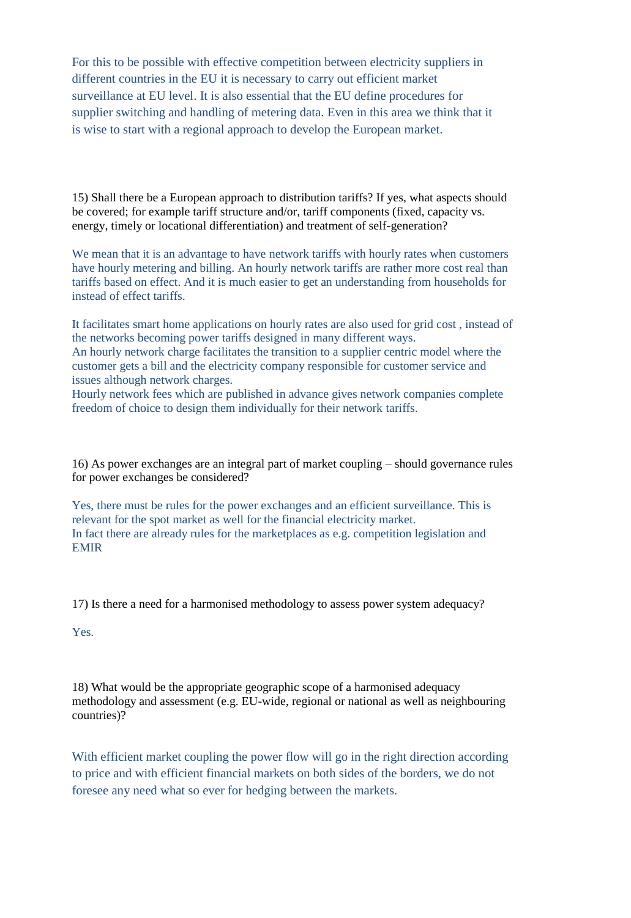For this to be possible with effective competition between electricity suppliers in different countries in the EU it is necessary to carry out efficient market surveillance at EU level. It is also essential that the EU define procedures for supplier switching and handling of metering data. Even in this area we think that it is wise to start with a regional approach to develop the European market.

15) Shall there be a European approach to distribution tariffs? If yes, what aspects should be covered; for example tariff structure and/or, tariff components (fixed, capacity vs. energy, timely or locational differentiation) and treatment of self-generation?

We mean that it is an advantage to have network tariffs with hourly rates when customers have hourly metering and billing. An hourly network tariffs are rather more cost real than tariffs based on effect. And it is much easier to get an understanding from households for instead of effect tariffs.

It facilitates smart home applications on hourly rates are also used for grid cost , instead of the networks becoming power tariffs designed in many different ways.
An hourly network charge facilitates the transition to a supplier centric model where the customer gets a bill and the electricity company responsible for customer service and issues although network charges.
Hourly network fees which are published in advance gives network companies complete freedom of choice to design them individually for their network tariffs.

16) As power exchanges are an integral part of market coupling – should governance rules for power exchanges be considered?

Yes, there must be rules for the power exchanges and an efficient surveillance. This is relevant for the spot market as well for the financial electricity market.
In fact there are already rules for the marketplaces as e.g. competition legislation and EMIR

17) Is there a need for a harmonised methodology to assess power system adequacy?

Yes.

18) What would be the appropriate geographic scope of a harmonised adequacy methodology and assessment (e.g. EU-wide, regional or national as well as neighbouring countries)?

With efficient market coupling the power flow will go in the right direction according to price and with efficient financial markets on both sides of the borders, we do not foresee any need what so ever for hedging between the markets.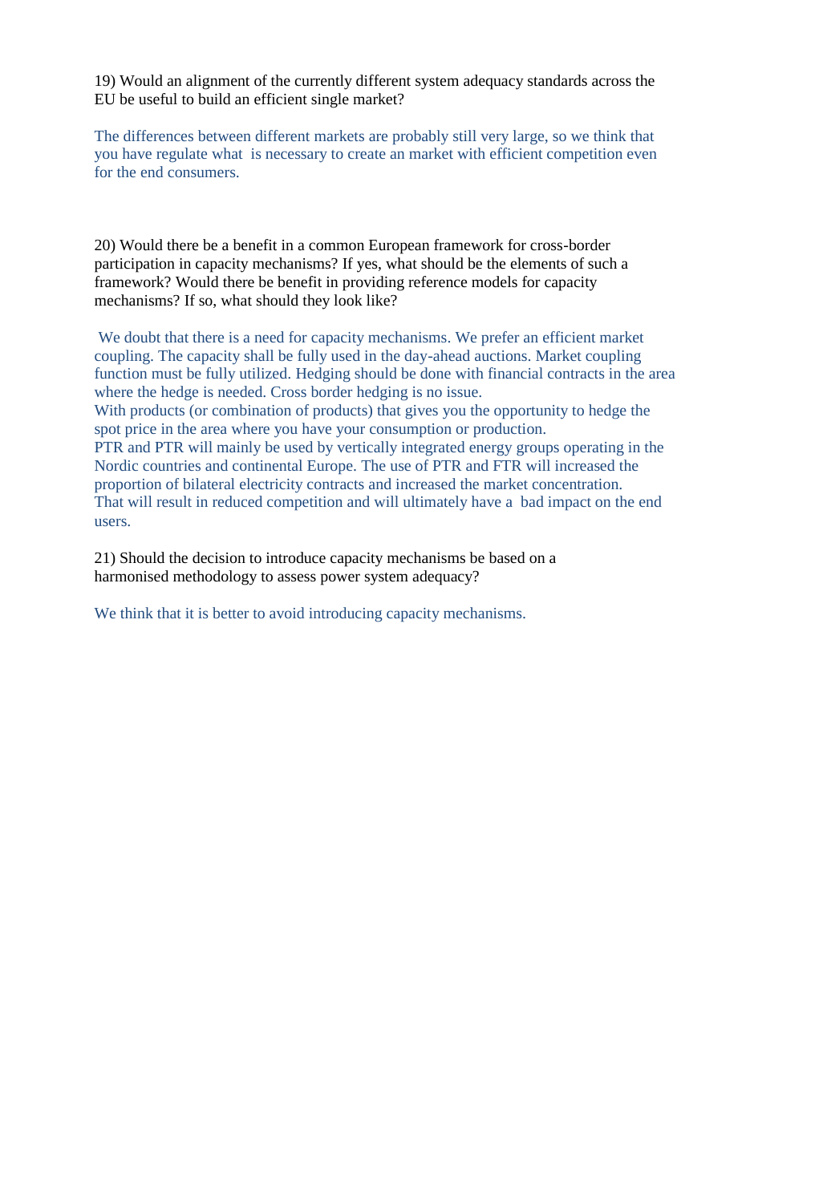19) Would an alignment of the currently different system adequacy standards across the EU be useful to build an efficient single market?

The differences between different markets are probably still very large, so we think that you have regulate what  is necessary to create an market with efficient competition even for the end consumers.

20) Would there be a benefit in a common European framework for cross-border participation in capacity mechanisms? If yes, what should be the elements of such a framework? Would there be benefit in providing reference models for capacity mechanisms? If so, what should they look like?

We doubt that there is a need for capacity mechanisms. We prefer an efficient market coupling. The capacity shall be fully used in the day-ahead auctions. Market coupling function must be fully utilized. Hedging should be done with financial contracts in the area where the hedge is needed. Cross border hedging is no issue.
With products (or combination of products) that gives you the opportunity to hedge the spot price in the area where you have your consumption or production.
PTR and PTR will mainly be used by vertically integrated energy groups operating in the Nordic countries and continental Europe. The use of PTR and FTR will increased the proportion of bilateral electricity contracts and increased the market concentration.
That will result in reduced competition and will ultimately have a  bad impact on the end users.

21) Should the decision to introduce capacity mechanisms be based on a harmonised methodology to assess power system adequacy?

We think that it is better to avoid introducing capacity mechanisms.